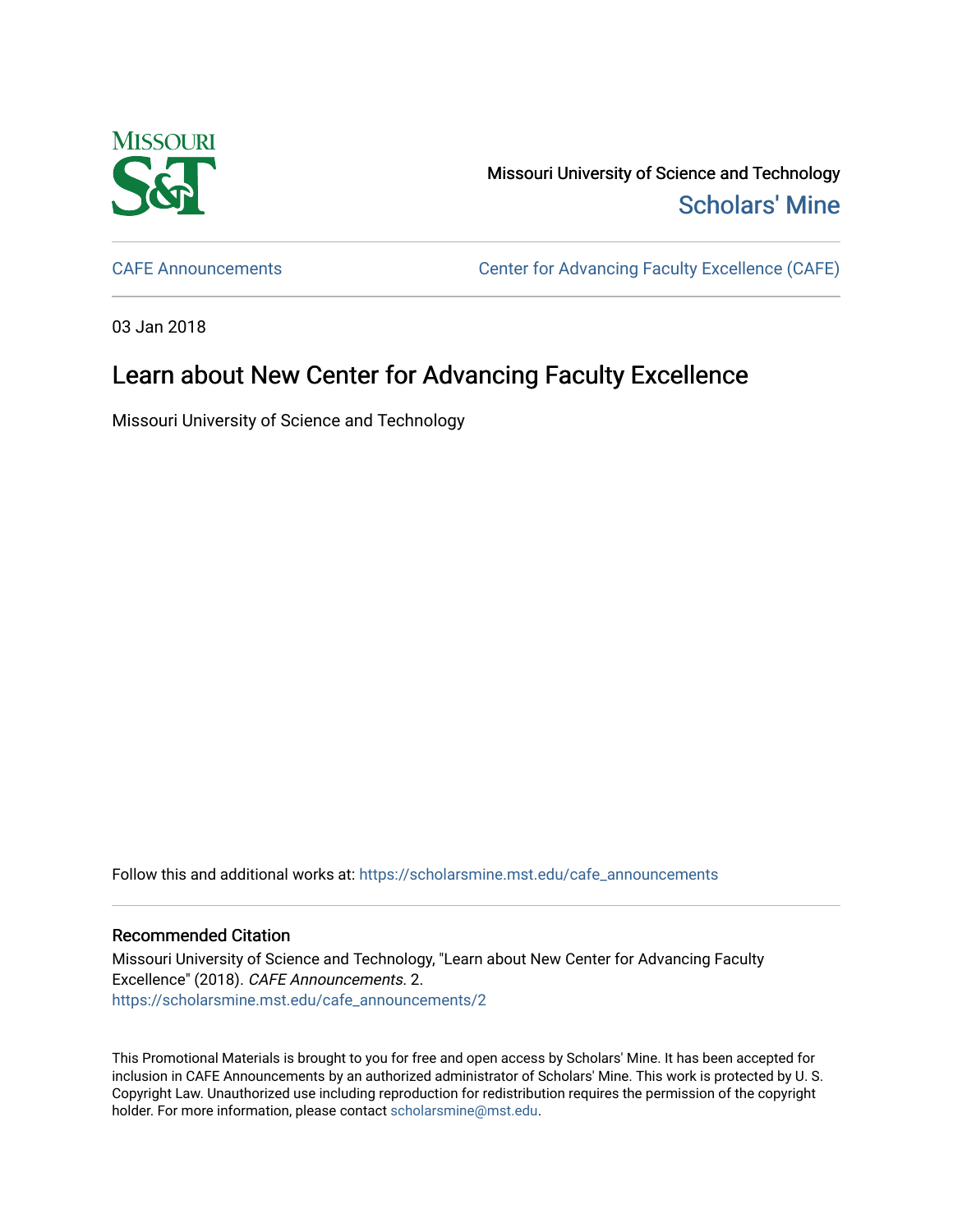Missouri University of Science and Technology

Scholars' Mine

CAFE Announcements

Center for Advancing Faculty Excellence (CAFE)

03 Jan 2018

# Learn about New Center for Advancing Faculty Excellence

Missouri University of Science and Technology

Follow this and additional works at: https://scholarsmine.mst.edu/cafe_announcements

## Recommended Citation

Missouri University of Science and Technology, "Learn about New Center for Advancing Faculty Excellence" (2018). *CAFE Announcements*. 2.
https://scholarsmine.mst.edu/cafe_announcements/2

This Promotional Materials is brought to you for free and open access by Scholars' Mine. It has been accepted for inclusion in CAFE Announcements by an authorized administrator of Scholars' Mine. This work is protected by U. S. Copyright Law. Unauthorized use including reproduction for redistribution requires the permission of the copyright holder. For more information, please contact scholarsmine@mst.edu.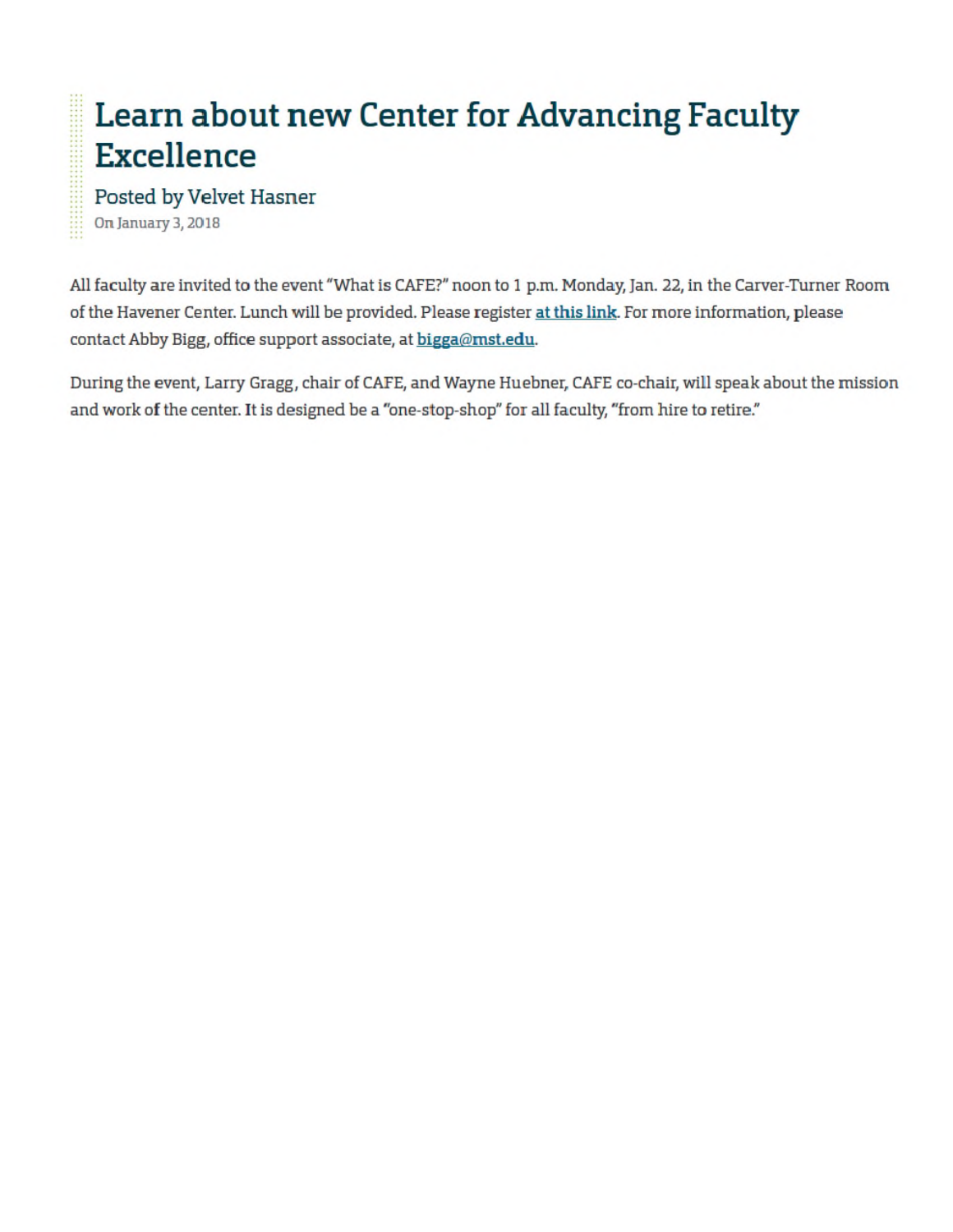# Learn about new Center for Advancing Faculty Excellence

Posted by Velvet Hasner

On January 3, 2018

All faculty are invited to the event "What is CAFE?" noon to 1 p.m. Monday, Jan. 22, in the Carver-Turner Room of the Havener Center. Lunch will be provided. Please register at this link. For more information, please contact Abby Bigg, office support associate, at bigga@mst.edu.

During the event, Larry Gragg, chair of CAFE, and Wayne Huebner, CAFE co-chair, will speak about the mission and work of the center. It is designed be a "one-stop-shop" for all faculty, "from hire to retire."